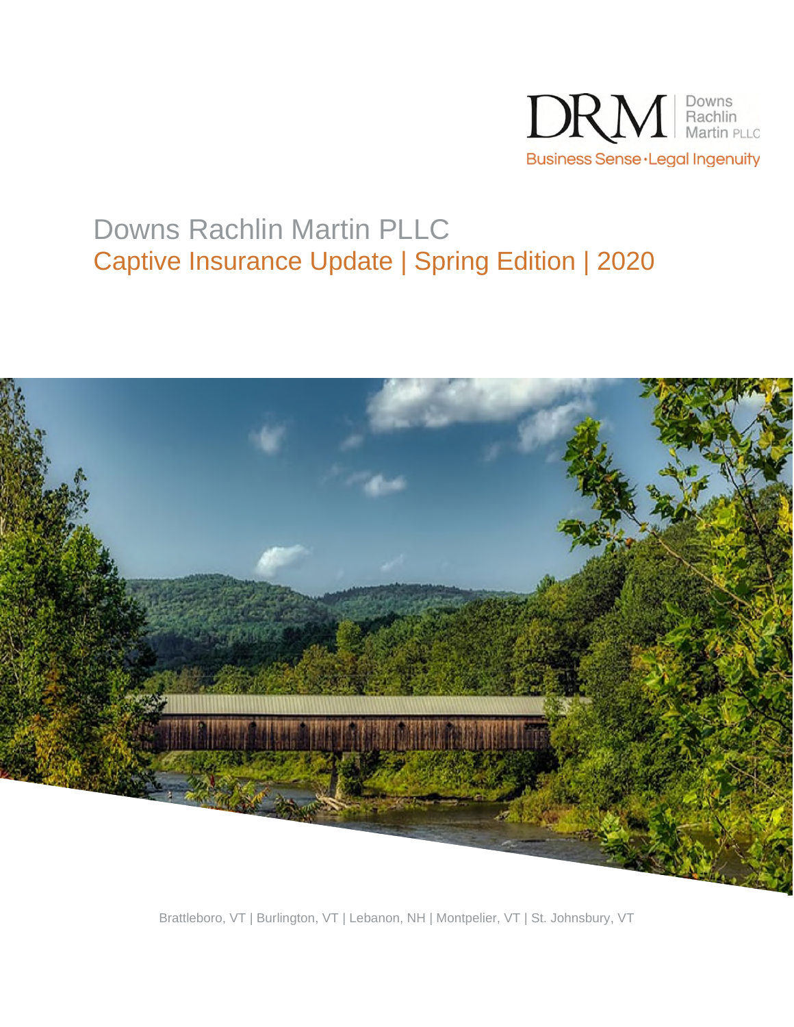DRM | Downs Rachlin Martin PLLC

Business Sense · Legal Ingenuity

# Downs Rachlin Martin PLLC

## Captive Insurance Update | Spring Edition | 2020

Brattleboro, VT | Burlington, VT | Lebanon, NH | Montpelier, VT | St. Johnsbury, VT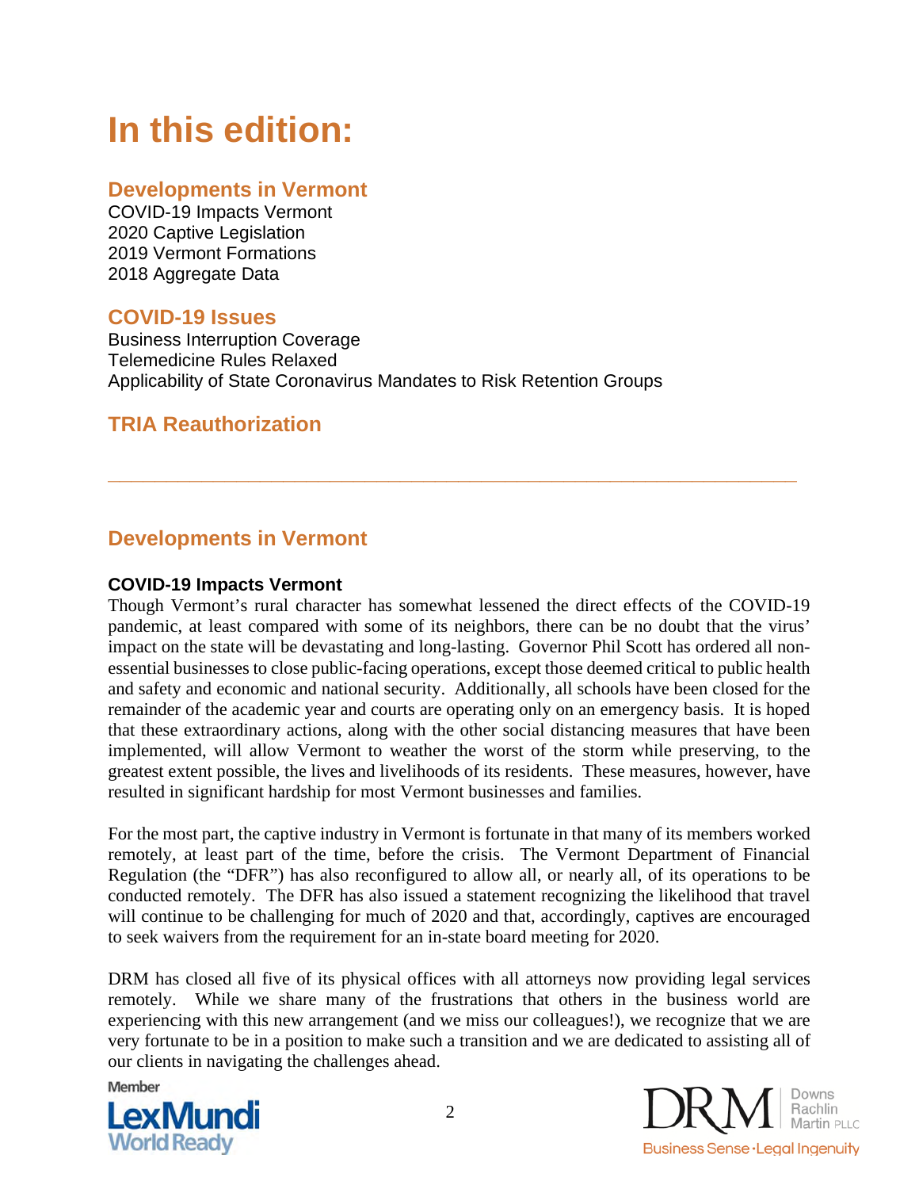# In this edition:

**Developments in Vermont**

COVID-19 Impacts Vermont
2020 Captive Legislation
2019 Vermont Formations
2018 Aggregate Data

**COVID-19 Issues**

Business Interruption Coverage
Telemedicine Rules Relaxed
Applicability of State Coronavirus Mandates to Risk Retention Groups

**TRIA Reauthorization**

---

## Developments in Vermont

### COVID-19 Impacts Vermont

Though Vermont's rural character has somewhat lessened the direct effects of the COVID-19 pandemic, at least compared with some of its neighbors, there can be no doubt that the virus' impact on the state will be devastating and long-lasting. Governor Phil Scott has ordered all non-essential businesses to close public-facing operations, except those deemed critical to public health and safety and economic and national security. Additionally, all schools have been closed for the remainder of the academic year and courts are operating only on an emergency basis. It is hoped that these extraordinary actions, along with the other social distancing measures that have been implemented, will allow Vermont to weather the worst of the storm while preserving, to the greatest extent possible, the lives and livelihoods of its residents. These measures, however, have resulted in significant hardship for most Vermont businesses and families.

For the most part, the captive industry in Vermont is fortunate in that many of its members worked remotely, at least part of the time, before the crisis. The Vermont Department of Financial Regulation (the "DFR") has also reconfigured to allow all, or nearly all, of its operations to be conducted remotely. The DFR has also issued a statement recognizing the likelihood that travel will continue to be challenging for much of 2020 and that, accordingly, captives are encouraged to seek waivers from the requirement for an in-state board meeting for 2020.

DRM has closed all five of its physical offices with all attorneys now providing legal services remotely. While we share many of the frustrations that others in the business world are experiencing with this new arrangement (and we miss our colleagues!), we recognize that we are very fortunate to be in a position to make such a transition and we are dedicated to assisting all of our clients in navigating the challenges ahead.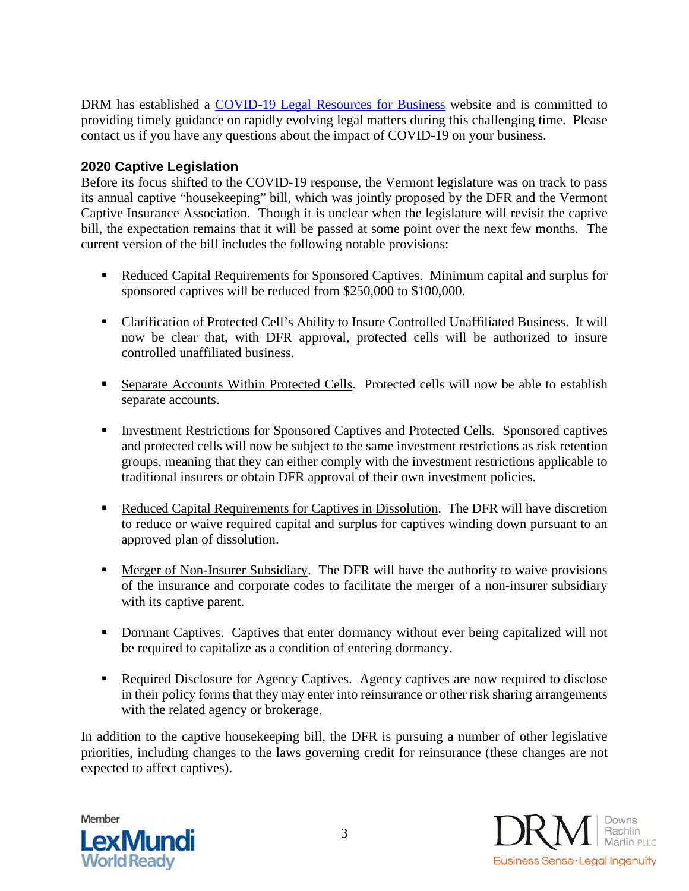DRM has established a [COVID-19 Legal Resources for Business](#) website and is committed to providing timely guidance on rapidly evolving legal matters during this challenging time. Please contact us if you have any questions about the impact of COVID-19 on your business.

### 2020 Captive Legislation

Before its focus shifted to the COVID-19 response, the Vermont legislature was on track to pass its annual captive "housekeeping" bill, which was jointly proposed by the DFR and the Vermont Captive Insurance Association. Though it is unclear when the legislature will revisit the captive bill, the expectation remains that it will be passed at some point over the next few months. The current version of the bill includes the following notable provisions:

- Reduced Capital Requirements for Sponsored Captives. Minimum capital and surplus for sponsored captives will be reduced from $250,000 to $100,000.
- Clarification of Protected Cell's Ability to Insure Controlled Unaffiliated Business. It will now be clear that, with DFR approval, protected cells will be authorized to insure controlled unaffiliated business.
- Separate Accounts Within Protected Cells. Protected cells will now be able to establish separate accounts.
- Investment Restrictions for Sponsored Captives and Protected Cells. Sponsored captives and protected cells will now be subject to the same investment restrictions as risk retention groups, meaning that they can either comply with the investment restrictions applicable to traditional insurers or obtain DFR approval of their own investment policies.
- Reduced Capital Requirements for Captives in Dissolution. The DFR will have discretion to reduce or waive required capital and surplus for captives winding down pursuant to an approved plan of dissolution.
- Merger of Non-Insurer Subsidiary. The DFR will have the authority to waive provisions of the insurance and corporate codes to facilitate the merger of a non-insurer subsidiary with its captive parent.
- Dormant Captives. Captives that enter dormancy without ever being capitalized will not be required to capitalize as a condition of entering dormancy.
- Required Disclosure for Agency Captives. Agency captives are now required to disclose in their policy forms that they may enter into reinsurance or other risk sharing arrangements with the related agency or brokerage.

In addition to the captive housekeeping bill, the DFR is pursuing a number of other legislative priorities, including changes to the laws governing credit for reinsurance (these changes are not expected to affect captives).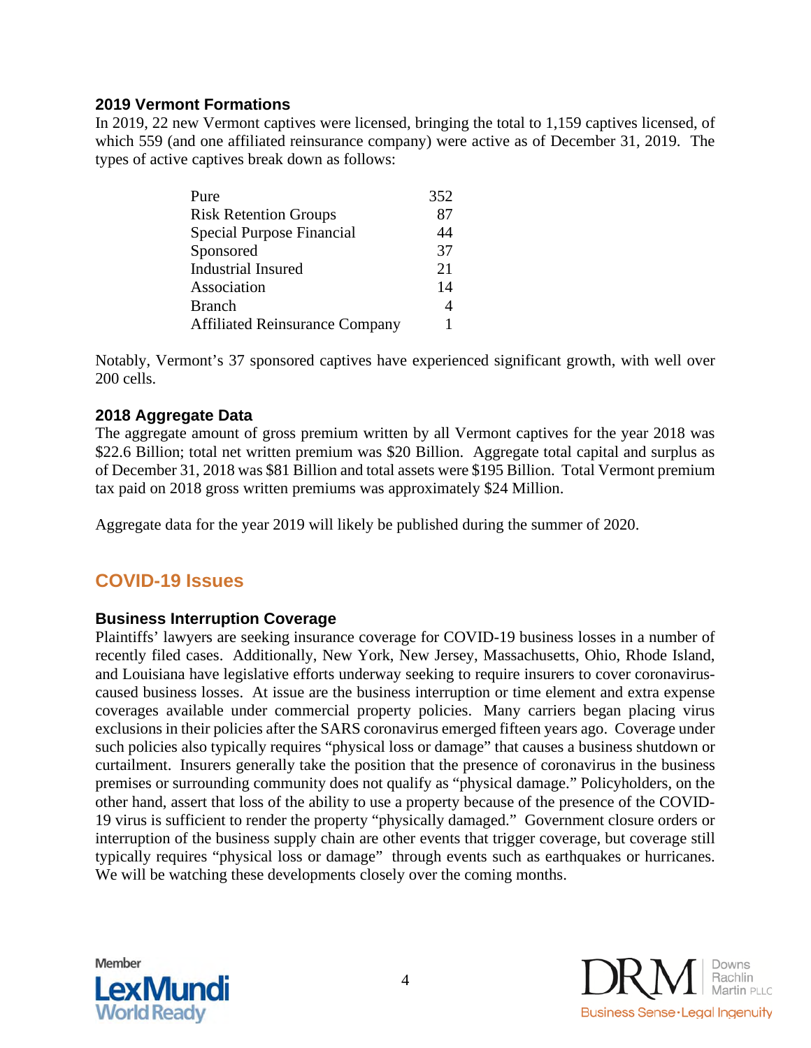### 2019 Vermont Formations

In 2019, 22 new Vermont captives were licensed, bringing the total to 1,159 captives licensed, of which 559 (and one affiliated reinsurance company) were active as of December 31, 2019. The types of active captives break down as follows:

| | |
|---|---|
| Pure | 352 |
| Risk Retention Groups | 87 |
| Special Purpose Financial | 44 |
| Sponsored | 37 |
| Industrial Insured | 21 |
| Association | 14 |
| Branch | 4 |
| Affiliated Reinsurance Company | 1 |

Notably, Vermont's 37 sponsored captives have experienced significant growth, with well over 200 cells.

### 2018 Aggregate Data

The aggregate amount of gross premium written by all Vermont captives for the year 2018 was $22.6 Billion; total net written premium was $20 Billion. Aggregate total capital and surplus as of December 31, 2018 was $81 Billion and total assets were $195 Billion. Total Vermont premium tax paid on 2018 gross written premiums was approximately $24 Million.

Aggregate data for the year 2019 will likely be published during the summer of 2020.

## COVID-19 Issues

### Business Interruption Coverage

Plaintiffs' lawyers are seeking insurance coverage for COVID-19 business losses in a number of recently filed cases. Additionally, New York, New Jersey, Massachusetts, Ohio, Rhode Island, and Louisiana have legislative efforts underway seeking to require insurers to cover coronavirus-caused business losses. At issue are the business interruption or time element and extra expense coverages available under commercial property policies. Many carriers began placing virus exclusions in their policies after the SARS coronavirus emerged fifteen years ago. Coverage under such policies also typically requires "physical loss or damage" that causes a business shutdown or curtailment. Insurers generally take the position that the presence of coronavirus in the business premises or surrounding community does not qualify as "physical damage." Policyholders, on the other hand, assert that loss of the ability to use a property because of the presence of the COVID-19 virus is sufficient to render the property "physically damaged." Government closure orders or interruption of the business supply chain are other events that trigger coverage, but coverage still typically requires "physical loss or damage" through events such as earthquakes or hurricanes. We will be watching these developments closely over the coming months.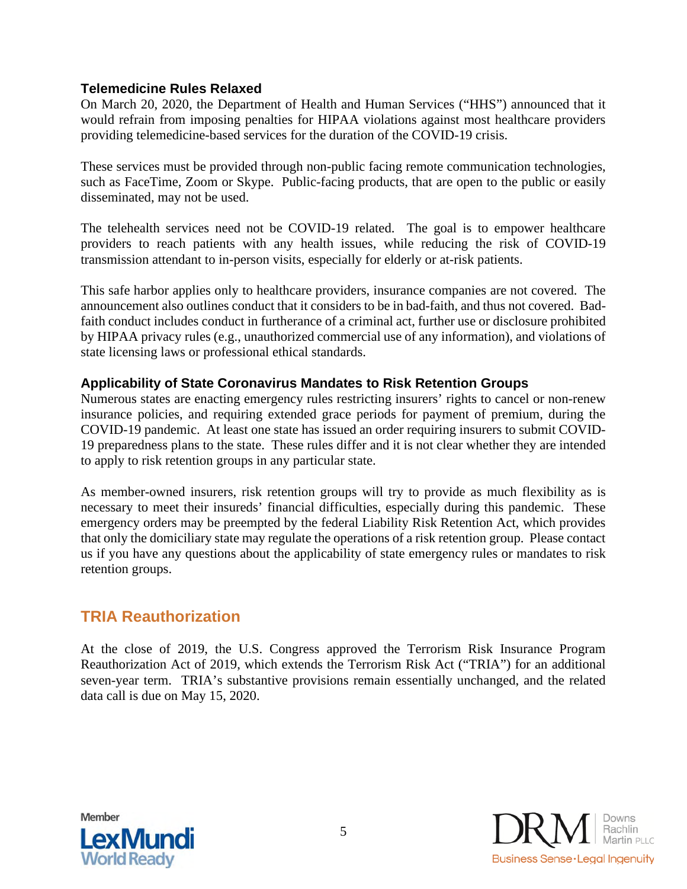### Telemedicine Rules Relaxed

On March 20, 2020, the Department of Health and Human Services ("HHS") announced that it would refrain from imposing penalties for HIPAA violations against most healthcare providers providing telemedicine-based services for the duration of the COVID-19 crisis.

These services must be provided through non-public facing remote communication technologies, such as FaceTime, Zoom or Skype. Public-facing products, that are open to the public or easily disseminated, may not be used.

The telehealth services need not be COVID-19 related. The goal is to empower healthcare providers to reach patients with any health issues, while reducing the risk of COVID-19 transmission attendant to in-person visits, especially for elderly or at-risk patients.

This safe harbor applies only to healthcare providers, insurance companies are not covered. The announcement also outlines conduct that it considers to be in bad-faith, and thus not covered. Bad-faith conduct includes conduct in furtherance of a criminal act, further use or disclosure prohibited by HIPAA privacy rules (e.g., unauthorized commercial use of any information), and violations of state licensing laws or professional ethical standards.

### Applicability of State Coronavirus Mandates to Risk Retention Groups

Numerous states are enacting emergency rules restricting insurers' rights to cancel or non-renew insurance policies, and requiring extended grace periods for payment of premium, during the COVID-19 pandemic. At least one state has issued an order requiring insurers to submit COVID-19 preparedness plans to the state. These rules differ and it is not clear whether they are intended to apply to risk retention groups in any particular state.

As member-owned insurers, risk retention groups will try to provide as much flexibility as is necessary to meet their insureds' financial difficulties, especially during this pandemic. These emergency orders may be preempted by the federal Liability Risk Retention Act, which provides that only the domiciliary state may regulate the operations of a risk retention group. Please contact us if you have any questions about the applicability of state emergency rules or mandates to risk retention groups.

## TRIA Reauthorization

At the close of 2019, the U.S. Congress approved the Terrorism Risk Insurance Program Reauthorization Act of 2019, which extends the Terrorism Risk Act ("TRIA") for an additional seven-year term. TRIA's substantive provisions remain essentially unchanged, and the related data call is due on May 15, 2020.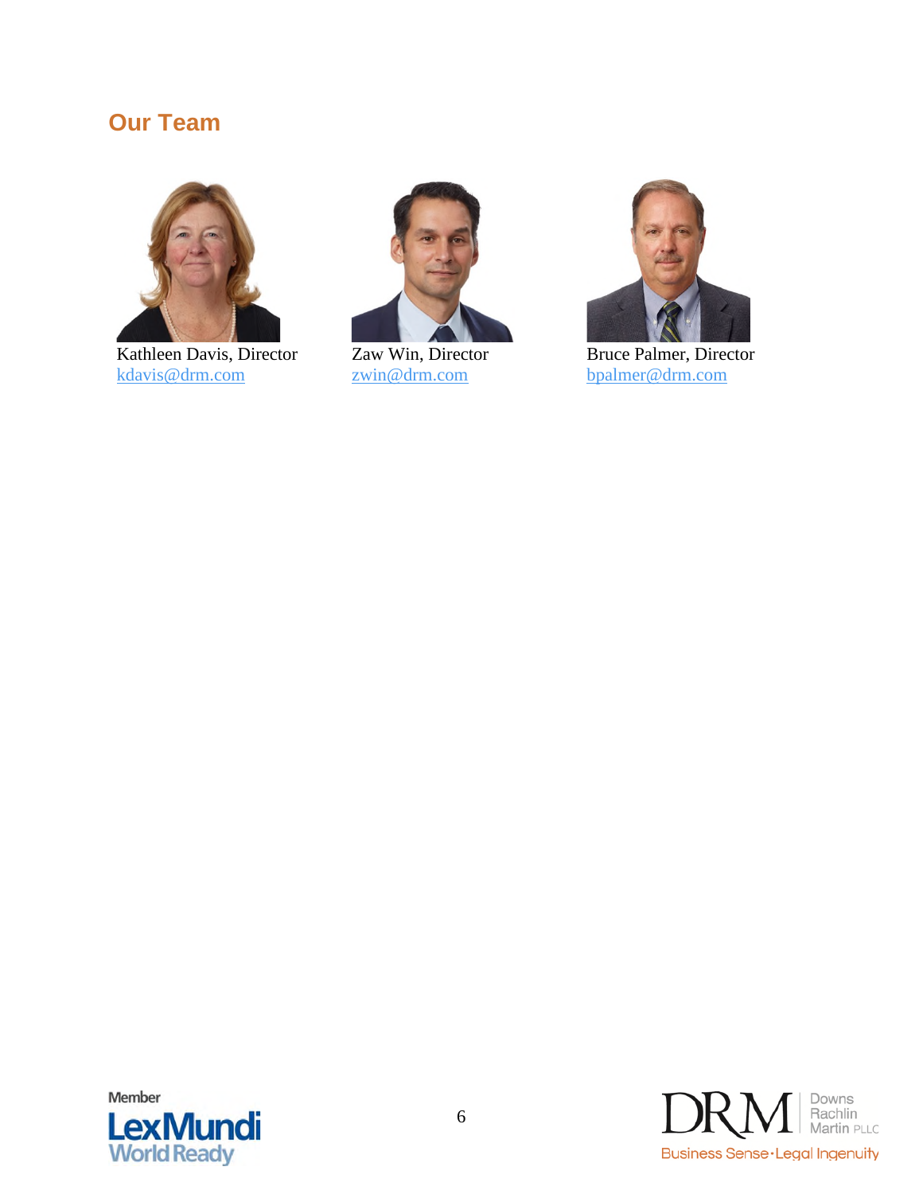## Our Team

Kathleen Davis, Director
kdavis@drm.com

Zaw Win, Director
zwin@drm.com

Bruce Palmer, Director
bpalmer@drm.com